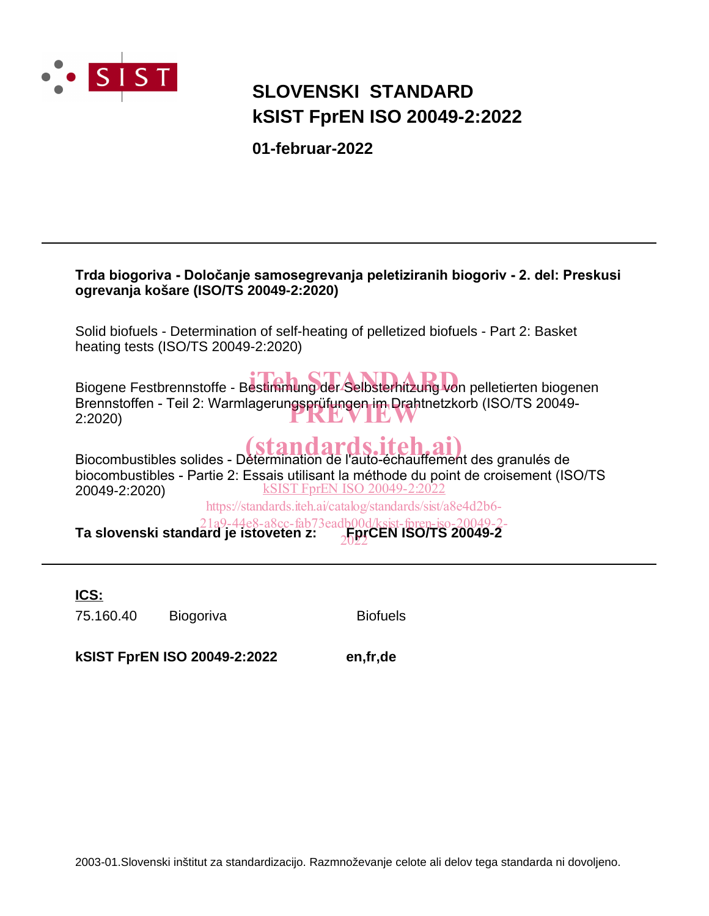# SLOVENSKI STANDARD
# kSIST FprEN ISO 20049-2:2022

**01-februar-2022**

---

**Trda biogoriva - Določanje samosegrevanja peletiziranih biogoriv - 2. del: Preskusi ogrevanja košare (ISO/TS 20049-2:2020)**

Solid biofuels - Determination of self-heating of pelletized biofuels - Part 2: Basket heating tests (ISO/TS 20049-2:2020)

Biogene Festbrennstoffe - Bestimmung der Selbsterhitzung von pelletierten biogenen Brennstoffen - Teil 2: Warmlagerungsprüfungen im Drahtnetzkorb (ISO/TS 20049-2:2020)

Biocombustibles solides - Détermination de l'auto-échauffement des granulés de biocombustibles - Partie 2: Essais utilisant la méthode du point de croisement (ISO/TS 20049-2:2020)

**Ta slovenski standard je istoveten z:** **FprCEN ISO/TS 20049-2**

---

**ICS:**

| | | |
|---|---|---|
| 75.160.40 | Biogoriva | Biofuels |

**kSIST FprEN ISO 20049-2:2022** **en,fr,de**

2003-01.Slovenski inštitut za standardizacijo. Razmnoževanje celote ali delov tega standarda ni dovoljeno.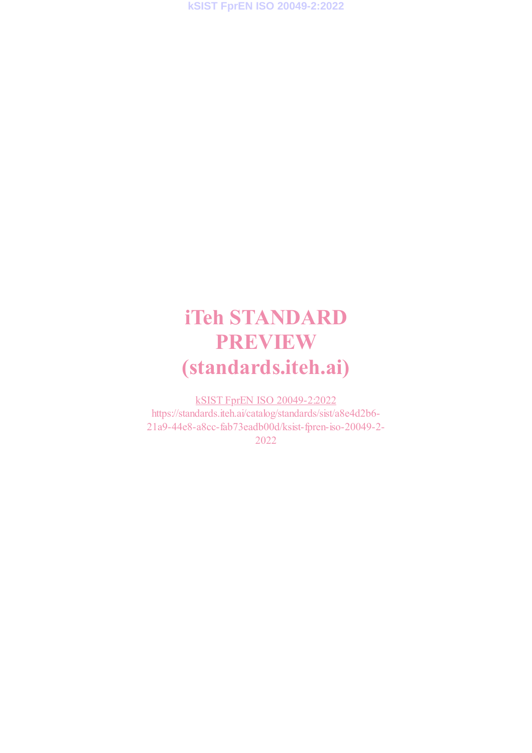# iTeh STANDARD PREVIEW
# (standards.iteh.ai)

kSIST FprEN ISO 20049-2:2022
https://standards.iteh.ai/catalog/standards/sist/a8e4d2b6-21a9-44e8-a8cc-fab73eadb00d/ksist-fpren-iso-20049-2-2022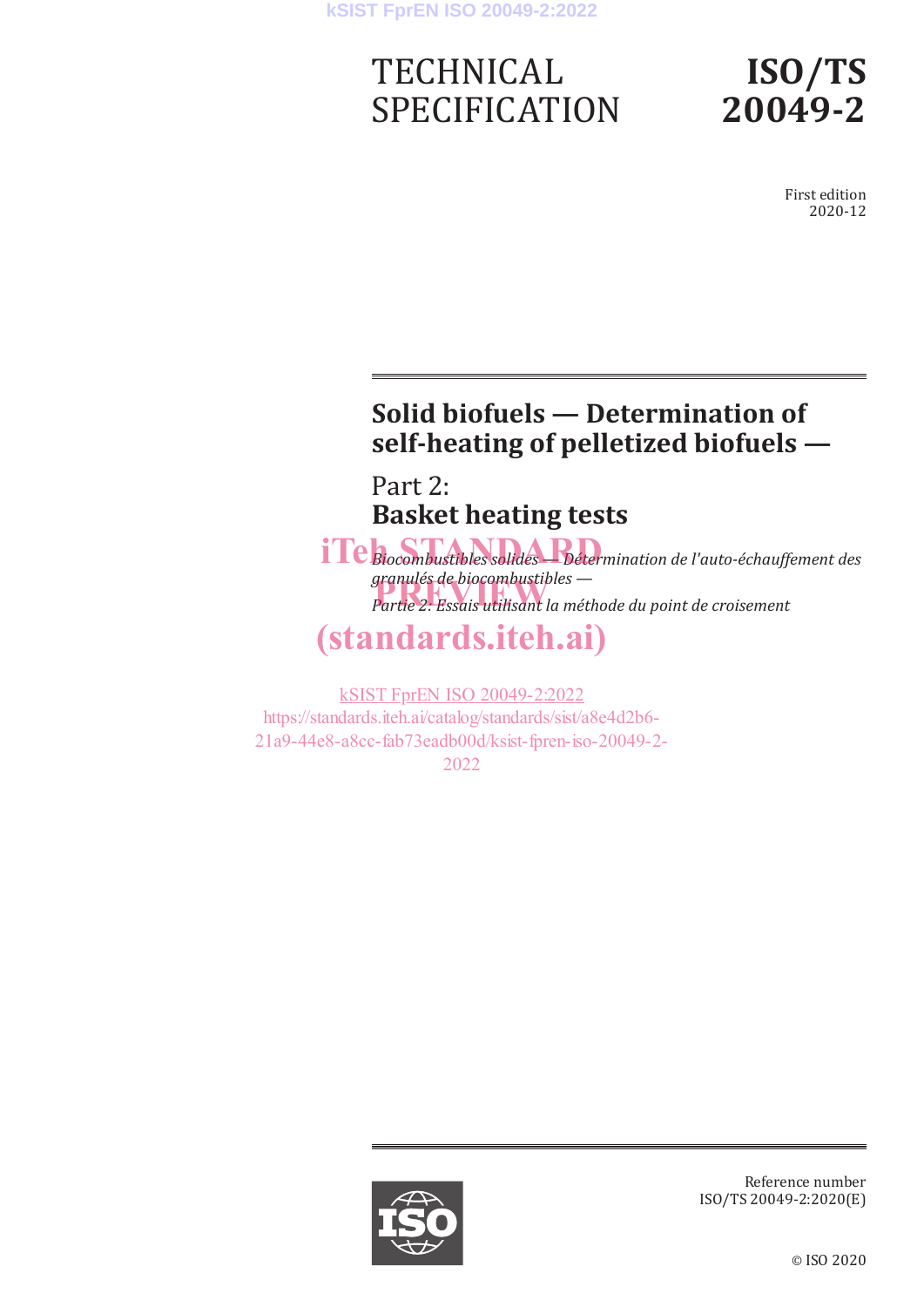# TECHNICAL SPECIFICATION

# ISO/TS 20049-2

First edition
2020-12

## Solid biofuels — Determination of self-heating of pelletized biofuels —

## Part 2: Basket heating tests

*Biocombustibles solides — Détermination de l'auto-échauffement des granulés de biocombustibles —*

*Partie 2: Essais utilisant la méthode du point de croisement*

iTeh STANDARD PREVIEW
(standards.iteh.ai)

kSIST FprEN ISO 20049-2:2022
https://standards.iteh.ai/catalog/standards/sist/a8e4d2b6-21a9-44e8-a8cc-fab73eadb00d/ksist-fpren-iso-20049-2-2022

Reference number
ISO/TS 20049-2:2020(E)

© ISO 2020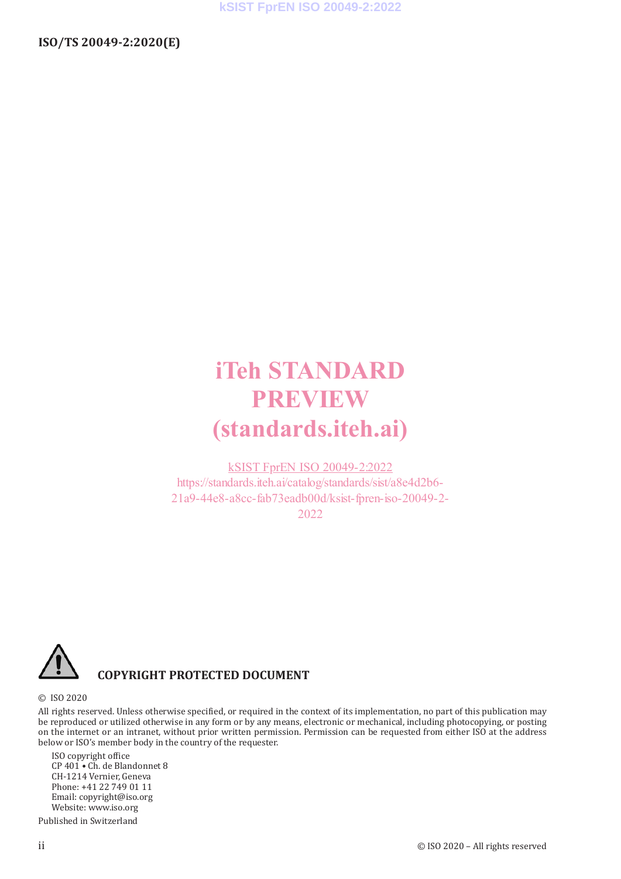iTeh STANDARD PREVIEW
(standards.iteh.ai)

kSIST FprEN ISO 20049-2:2022
https://standards.iteh.ai/catalog/standards/sist/a8e4d2b6-21a9-44e8-a8cc-fab73eadb00d/ksist-fpren-iso-20049-2-2022

**COPYRIGHT PROTECTED DOCUMENT**

© ISO 2020

All rights reserved. Unless otherwise specified, or required in the context of its implementation, no part of this publication may be reproduced or utilized otherwise in any form or by any means, electronic or mechanical, including photocopying, or posting on the internet or an intranet, without prior written permission. Permission can be requested from either ISO at the address below or ISO's member body in the country of the requester.

ISO copyright office
CP 401 • Ch. de Blandonnet 8
CH-1214 Vernier, Geneva
Phone: +41 22 749 01 11
Email: copyright@iso.org
Website: www.iso.org

Published in Switzerland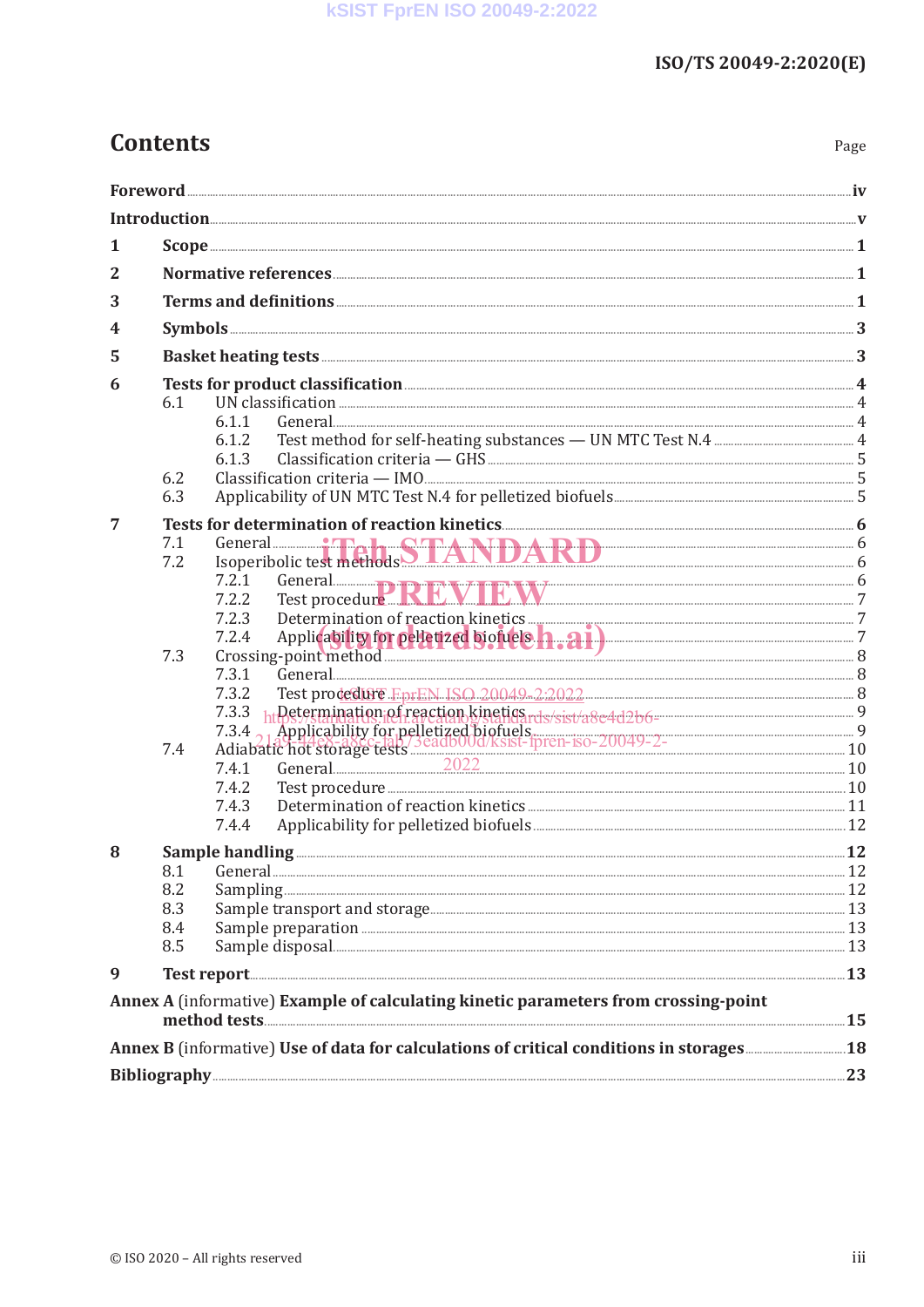# Contents

Page

Foreword ... iv

Introduction ... v

1 Scope ... 1

2 Normative references ... 1

3 Terms and definitions ... 1

4 Symbols ... 3

5 Basket heating tests ... 3

6 Tests for product classification ... 4
- 6.1 UN classification ... 4
  - 6.1.1 General ... 4
  - 6.1.2 Test method for self-heating substances — UN MTC Test N.4 ... 4
  - 6.1.3 Classification criteria — GHS ... 5
- 6.2 Classification criteria — IMO ... 5
- 6.3 Applicability of UN MTC Test N.4 for pelletized biofuels ... 5

7 Tests for determination of reaction kinetics ... 6
- 7.1 General ... 6
- 7.2 Isoperibolic test methods ... 6
  - 7.2.1 General ... 6
  - 7.2.2 Test procedure ... 7
  - 7.2.3 Determination of reaction kinetics ... 7
  - 7.2.4 Applicability for pelletized biofuels ... 7
- 7.3 Crossing-point method ... 8
  - 7.3.1 General ... 8
  - 7.3.2 Test procedure ... 8
  - 7.3.3 Determination of reaction kinetics ... 9
  - 7.3.4 Applicability for pelletized biofuels ... 9
- 7.4 Adiabatic hot storage tests ... 10
  - 7.4.1 General ... 10
  - 7.4.2 Test procedure ... 10
  - 7.4.3 Determination of reaction kinetics ... 11
  - 7.4.4 Applicability for pelletized biofuels ... 12

8 Sample handling ... 12
- 8.1 General ... 12
- 8.2 Sampling ... 12
- 8.3 Sample transport and storage ... 13
- 8.4 Sample preparation ... 13
- 8.5 Sample disposal ... 13

9 Test report ... 13

Annex A (informative) Example of calculating kinetic parameters from crossing-point method tests ... 15

Annex B (informative) Use of data for calculations of critical conditions in storages ... 18

Bibliography ... 23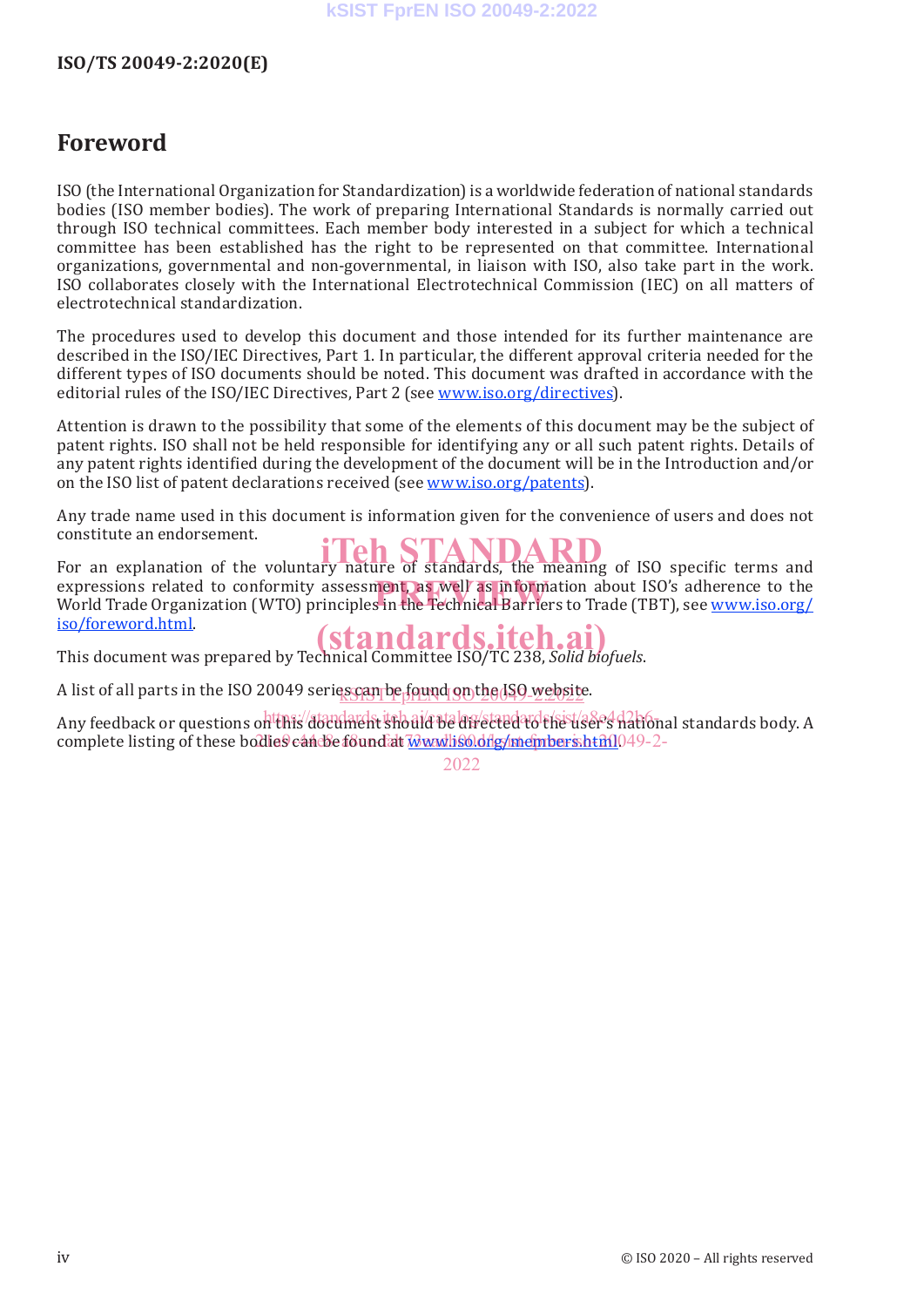# Foreword

ISO (the International Organization for Standardization) is a worldwide federation of national standards bodies (ISO member bodies). The work of preparing International Standards is normally carried out through ISO technical committees. Each member body interested in a subject for which a technical committee has been established has the right to be represented on that committee. International organizations, governmental and non-governmental, in liaison with ISO, also take part in the work. ISO collaborates closely with the International Electrotechnical Commission (IEC) on all matters of electrotechnical standardization.

The procedures used to develop this document and those intended for its further maintenance are described in the ISO/IEC Directives, Part 1. In particular, the different approval criteria needed for the different types of ISO documents should be noted. This document was drafted in accordance with the editorial rules of the ISO/IEC Directives, Part 2 (see www.iso.org/directives).

Attention is drawn to the possibility that some of the elements of this document may be the subject of patent rights. ISO shall not be held responsible for identifying any or all such patent rights. Details of any patent rights identified during the development of the document will be in the Introduction and/or on the ISO list of patent declarations received (see www.iso.org/patents).

Any trade name used in this document is information given for the convenience of users and does not constitute an endorsement.

For an explanation of the voluntary nature of standards, the meaning of ISO specific terms and expressions related to conformity assessment, as well as information about ISO's adherence to the World Trade Organization (WTO) principles in the Technical Barriers to Trade (TBT), see www.iso.org/iso/foreword.html.

This document was prepared by Technical Committee ISO/TC 238, *Solid biofuels*.

A list of all parts in the ISO 20049 series can be found on the ISO website.

Any feedback or questions on this document should be directed to the user's national standards body. A complete listing of these bodies can be found at www.iso.org/members.html.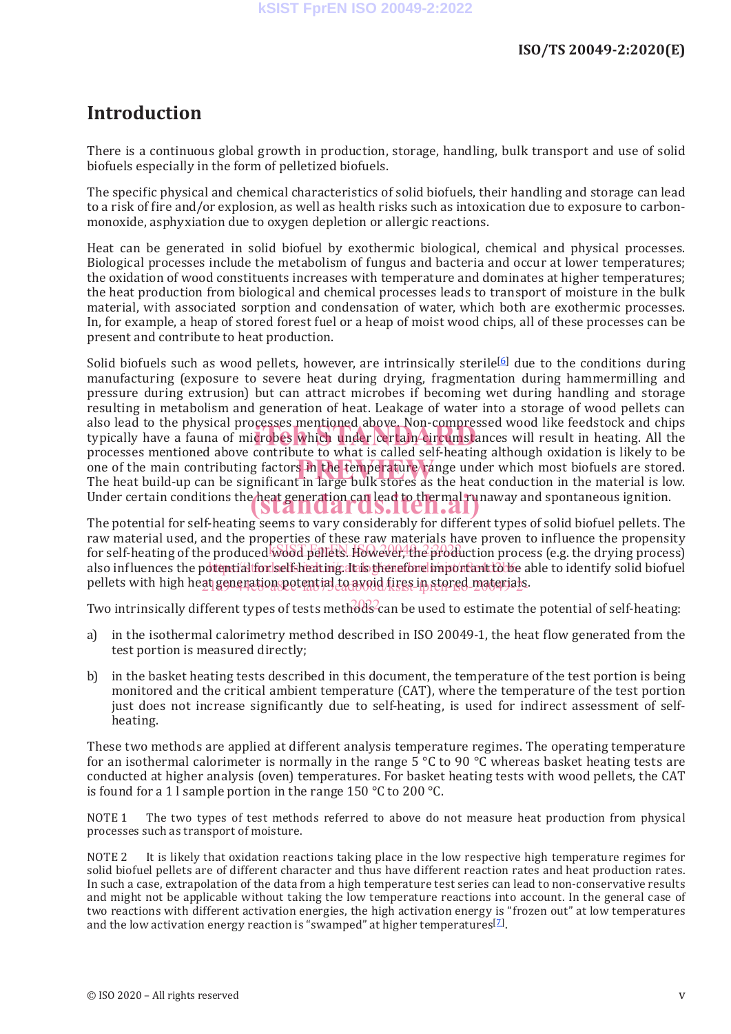# Introduction

There is a continuous global growth in production, storage, handling, bulk transport and use of solid biofuels especially in the form of pelletized biofuels.

The specific physical and chemical characteristics of solid biofuels, their handling and storage can lead to a risk of fire and/or explosion, as well as health risks such as intoxication due to exposure to carbon-monoxide, asphyxiation due to oxygen depletion or allergic reactions.

Heat can be generated in solid biofuel by exothermic biological, chemical and physical processes. Biological processes include the metabolism of fungus and bacteria and occur at lower temperatures; the oxidation of wood constituents increases with temperature and dominates at higher temperatures; the heat production from biological and chemical processes leads to transport of moisture in the bulk material, with associated sorption and condensation of water, which both are exothermic processes. In, for example, a heap of stored forest fuel or a heap of moist wood chips, all of these processes can be present and contribute to heat production.

Solid biofuels such as wood pellets, however, are intrinsically sterile[6] due to the conditions during manufacturing (exposure to severe heat during drying, fragmentation during hammermilling and pressure during extrusion) but can attract microbes if becoming wet during handling and storage resulting in metabolism and generation of heat. Leakage of water into a storage of wood pellets can also lead to the physical processes mentioned above. Non-compressed wood like feedstock and chips typically have a fauna of microbes which under certain circumstances will result in heating. All the processes mentioned above contribute to what is called self-heating although oxidation is likely to be one of the main contributing factors in the temperature range under which most biofuels are stored. The heat build-up can be significant in large bulk stores as the heat conduction in the material is low. Under certain conditions the heat generation can lead to thermal runaway and spontaneous ignition.

The potential for self-heating seems to vary considerably for different types of solid biofuel pellets. The raw material used, and the properties of these raw materials have proven to influence the propensity for self-heating of the produced wood pellets. However, the production process (e.g. the drying process) also influences the potential for self-heating. It is therefore important to be able to identify solid biofuel pellets with high heat generation potential to avoid fires in stored materials.

Two intrinsically different types of tests methods can be used to estimate the potential of self-heating:

a) in the isothermal calorimetry method described in ISO 20049-1, the heat flow generated from the test portion is measured directly;

b) in the basket heating tests described in this document, the temperature of the test portion is being monitored and the critical ambient temperature (CAT), where the temperature of the test portion just does not increase significantly due to self-heating, is used for indirect assessment of self-heating.

These two methods are applied at different analysis temperature regimes. The operating temperature for an isothermal calorimeter is normally in the range 5 °C to 90 °C whereas basket heating tests are conducted at higher analysis (oven) temperatures. For basket heating tests with wood pellets, the CAT is found for a 1 l sample portion in the range 150 °C to 200 °C.

NOTE 1 The two types of test methods referred to above do not measure heat production from physical processes such as transport of moisture.

NOTE 2 It is likely that oxidation reactions taking place in the low respective high temperature regimes for solid biofuel pellets are of different character and thus have different reaction rates and heat production rates. In such a case, extrapolation of the data from a high temperature test series can lead to non-conservative results and might not be applicable without taking the low temperature reactions into account. In the general case of two reactions with different activation energies, the high activation energy is "frozen out" at low temperatures and the low activation energy reaction is "swamped" at higher temperatures[7].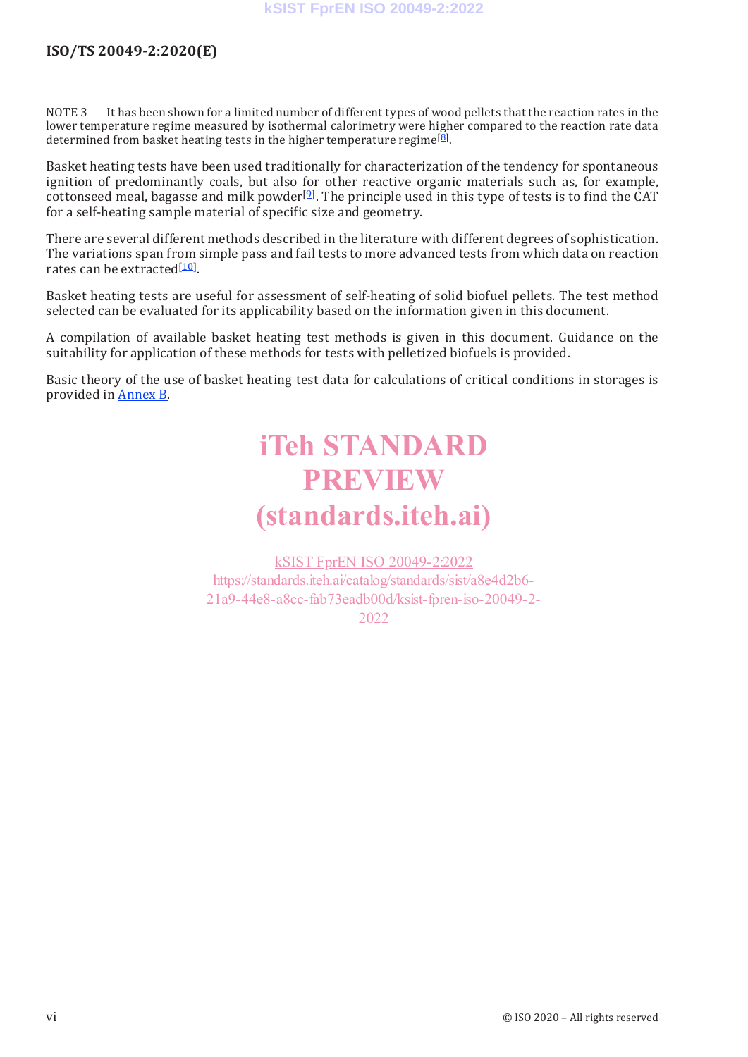NOTE 3 It has been shown for a limited number of different types of wood pellets that the reaction rates in the lower temperature regime measured by isothermal calorimetry were higher compared to the reaction rate data determined from basket heating tests in the higher temperature regime[8].

Basket heating tests have been used traditionally for characterization of the tendency for spontaneous ignition of predominantly coals, but also for other reactive organic materials such as, for example, cottonseed meal, bagasse and milk powder[9]. The principle used in this type of tests is to find the CAT for a self-heating sample material of specific size and geometry.

There are several different methods described in the literature with different degrees of sophistication. The variations span from simple pass and fail tests to more advanced tests from which data on reaction rates can be extracted[10].

Basket heating tests are useful for assessment of self-heating of solid biofuel pellets. The test method selected can be evaluated for its applicability based on the information given in this document.

A compilation of available basket heating test methods is given in this document. Guidance on the suitability for application of these methods for tests with pelletized biofuels is provided.

Basic theory of the use of basket heating test data for calculations of critical conditions in storages is provided in Annex B.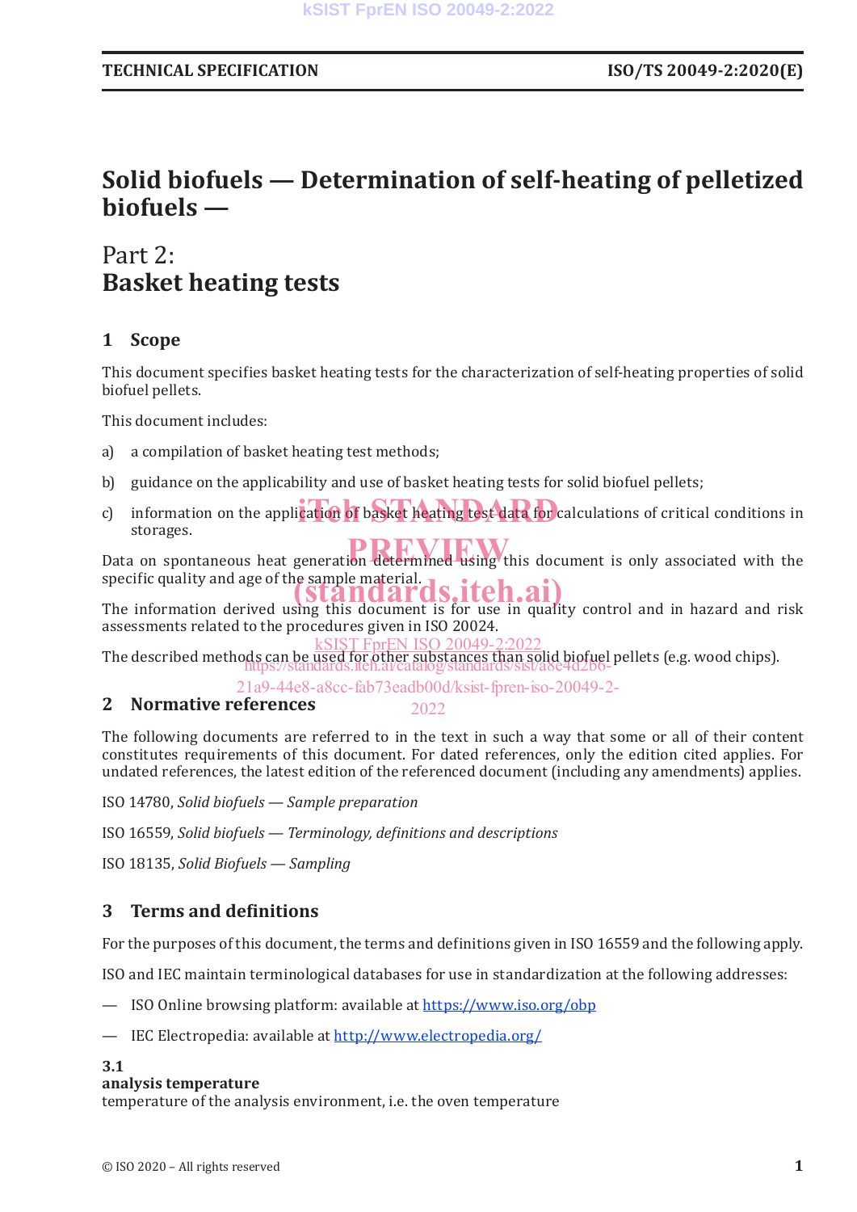# Solid biofuels — Determination of self-heating of pelletized biofuels —

# Part 2: Basket heating tests

## 1 Scope

This document specifies basket heating tests for the characterization of self-heating properties of solid biofuel pellets.

This document includes:

a) a compilation of basket heating test methods;

b) guidance on the applicability and use of basket heating tests for solid biofuel pellets;

c) information on the application of basket heating test data for calculations of critical conditions in storages.

Data on spontaneous heat generation determined using this document is only associated with the specific quality and age of the sample material.

The information derived using this document is for use in quality control and in hazard and risk assessments related to the procedures given in ISO 20024.

The described methods can be used for other substances than solid biofuel pellets (e.g. wood chips).

## 2 Normative references

The following documents are referred to in the text in such a way that some or all of their content constitutes requirements of this document. For dated references, only the edition cited applies. For undated references, the latest edition of the referenced document (including any amendments) applies.

ISO 14780, *Solid biofuels — Sample preparation*

ISO 16559, *Solid biofuels — Terminology, definitions and descriptions*

ISO 18135, *Solid Biofuels — Sampling*

## 3 Terms and definitions

For the purposes of this document, the terms and definitions given in ISO 16559 and the following apply.

ISO and IEC maintain terminological databases for use in standardization at the following addresses:

— ISO Online browsing platform: available at https://www.iso.org/obp

— IEC Electropedia: available at http://www.electropedia.org/

**3.1**
**analysis temperature**
temperature of the analysis environment, i.e. the oven temperature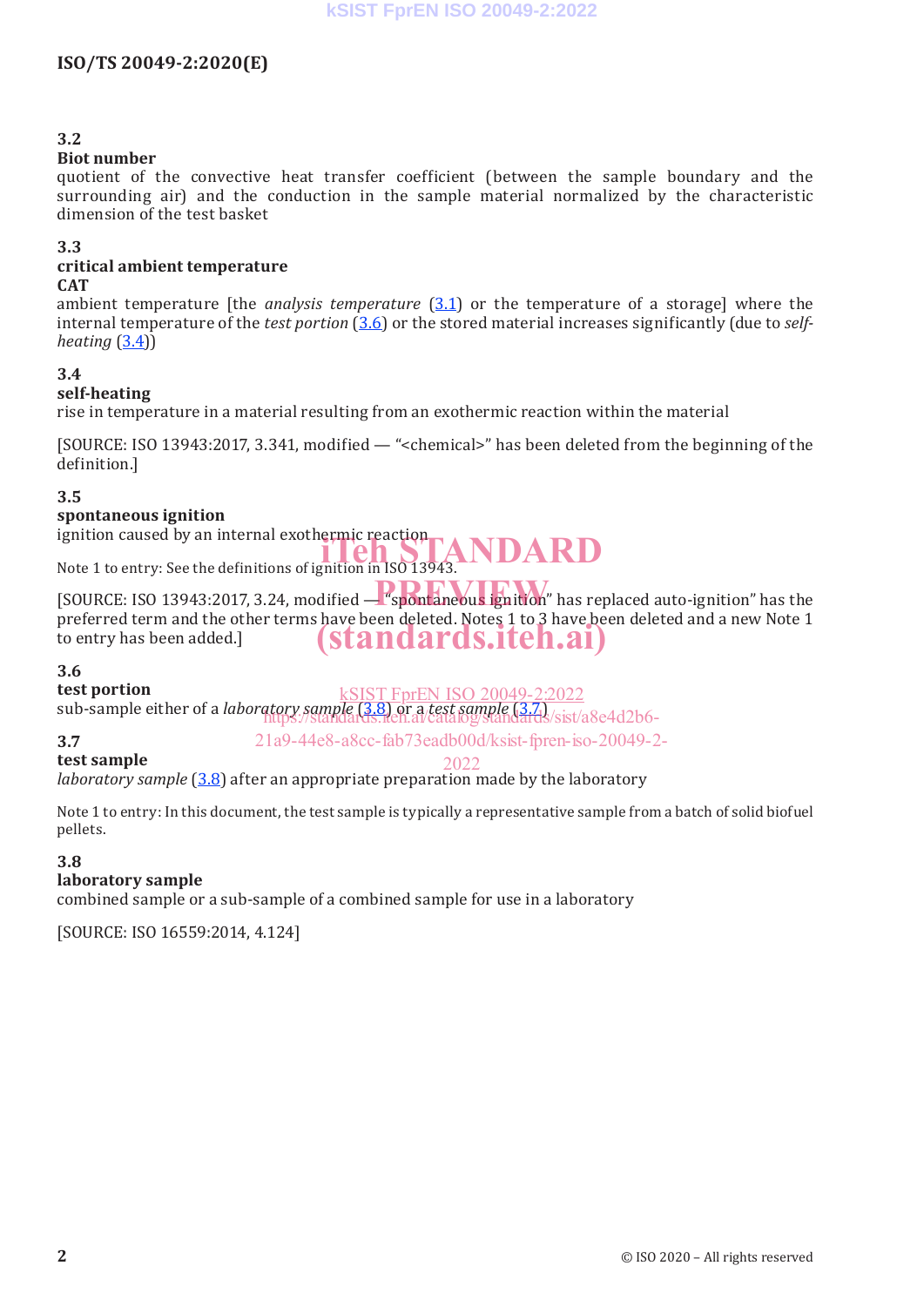**3.2**
**Biot number**
quotient of the convective heat transfer coefficient (between the sample boundary and the surrounding air) and the conduction in the sample material normalized by the characteristic dimension of the test basket

**3.3**
**critical ambient temperature**
**CAT**
ambient temperature [the *analysis temperature* (3.1) or the temperature of a storage] where the internal temperature of the *test portion* (3.6) or the stored material increases significantly (due to *self-heating* (3.4))

**3.4**
**self-heating**
rise in temperature in a material resulting from an exothermic reaction within the material

[SOURCE: ISO 13943:2017, 3.341, modified — "<chemical>" has been deleted from the beginning of the definition.]

**3.5**
**spontaneous ignition**
ignition caused by an internal exothermic reaction

Note 1 to entry: See the definitions of ignition in ISO 13943.

[SOURCE: ISO 13943:2017, 3.24, modified — "spontaneous ignition" has replaced auto-ignition" has the preferred term and the other terms have been deleted. Notes 1 to 3 have been deleted and a new Note 1 to entry has been added.]

**3.6**
**test portion**
sub-sample either of a *laboratory sample* (3.8) or a *test sample* (3.7)

**3.7**
**test sample**
*laboratory sample* (3.8) after an appropriate preparation made by the laboratory

Note 1 to entry: In this document, the test sample is typically a representative sample from a batch of solid biofuel pellets.

**3.8**
**laboratory sample**
combined sample or a sub-sample of a combined sample for use in a laboratory

[SOURCE: ISO 16559:2014, 4.124]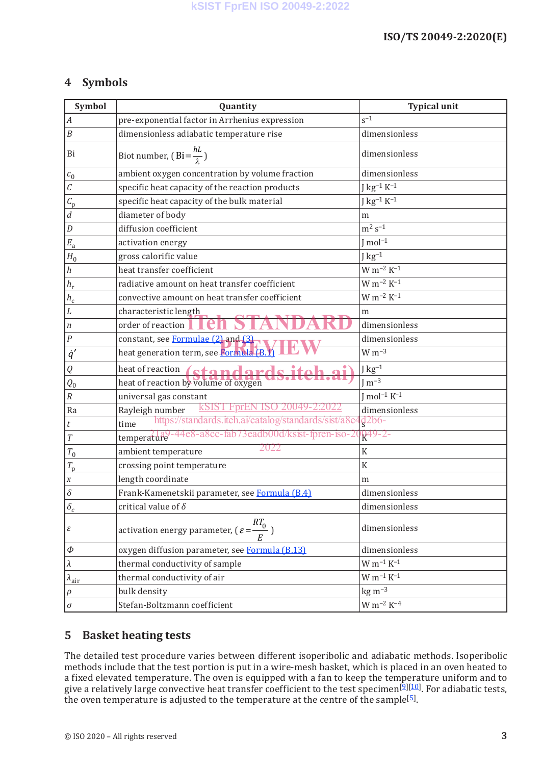## 4 Symbols

| Symbol | Quantity | Typical unit |
|---|---|---|
| $A$ | pre-exponential factor in Arrhenius expression | $s^{-1}$ |
| $B$ | dimensionless adiabatic temperature rise | dimensionless |
| Bi | Biot number, ( $\mathrm{Bi}=\frac{hL}{\lambda}$ ) | dimensionless |
| $c_0$ | ambient oxygen concentration by volume fraction | dimensionless |
| $C$ | specific heat capacity of the reaction products | $J\ kg^{-1}\ K^{-1}$ |
| $C_p$ | specific heat capacity of the bulk material | $J\ kg^{-1}\ K^{-1}$ |
| $d$ | diameter of body | m |
| $D$ | diffusion coefficient | $m^2\ s^{-1}$ |
| $E_a$ | activation energy | $J\ mol^{-1}$ |
| $H_0$ | gross calorific value | $J\ kg^{-1}$ |
| $h$ | heat transfer coefficient | $W\ m^{-2}\ K^{-1}$ |
| $h_r$ | radiative amount on heat transfer coefficient | $W\ m^{-2}\ K^{-1}$ |
| $h_c$ | convective amount on heat transfer coefficient | $W\ m^{-2}\ K^{-1}$ |
| $L$ | characteristic length | m |
| $n$ | order of reaction | dimensionless |
| $P$ | constant, see Formulae (2) and (3) | dimensionless |
| $\dot{q}'$ | heat generation term, see Formula (B.1) | $W\ m^{-3}$ |
| $Q$ | heat of reaction | $J\ kg^{-1}$ |
| $Q_0$ | heat of reaction by volume of oxygen | $J\ m^{-3}$ |
| $R$ | universal gas constant | $J\ mol^{-1}\ K^{-1}$ |
| Ra | Rayleigh number | dimensionless |
| $t$ | time | s |
| $T$ | temperature | K |
| $T_0$ | ambient temperature | K |
| $T_p$ | crossing point temperature | K |
| $x$ | length coordinate | m |
| $\delta$ | Frank-Kamenetskii parameter, see Formula (B.4) | dimensionless |
| $\delta_c$ | critical value of $\delta$ | dimensionless |
| $\varepsilon$ | activation energy parameter, ( $\varepsilon=\frac{RT_0}{E}$ ) | dimensionless |
| $\Phi$ | oxygen diffusion parameter, see Formula (B.13) | dimensionless |
| $\lambda$ | thermal conductivity of sample | $W\ m^{-1}\ K^{-1}$ |
| $\lambda_{air}$ | thermal conductivity of air | $W\ m^{-1}\ K^{-1}$ |
| $\rho$ | bulk density | $kg\ m^{-3}$ |
| $\sigma$ | Stefan-Boltzmann coefficient | $W\ m^{-2}\ K^{-4}$ |

## 5 Basket heating tests

The detailed test procedure varies between different isoperibolic and adiabatic methods. Isoperibolic methods include that the test portion is put in a wire-mesh basket, which is placed in an oven heated to a fixed elevated temperature. The oven is equipped with a fan to keep the temperature uniform and to give a relatively large convective heat transfer coefficient to the test specimen[9][10]. For adiabatic tests, the oven temperature is adjusted to the temperature at the centre of the sample[5].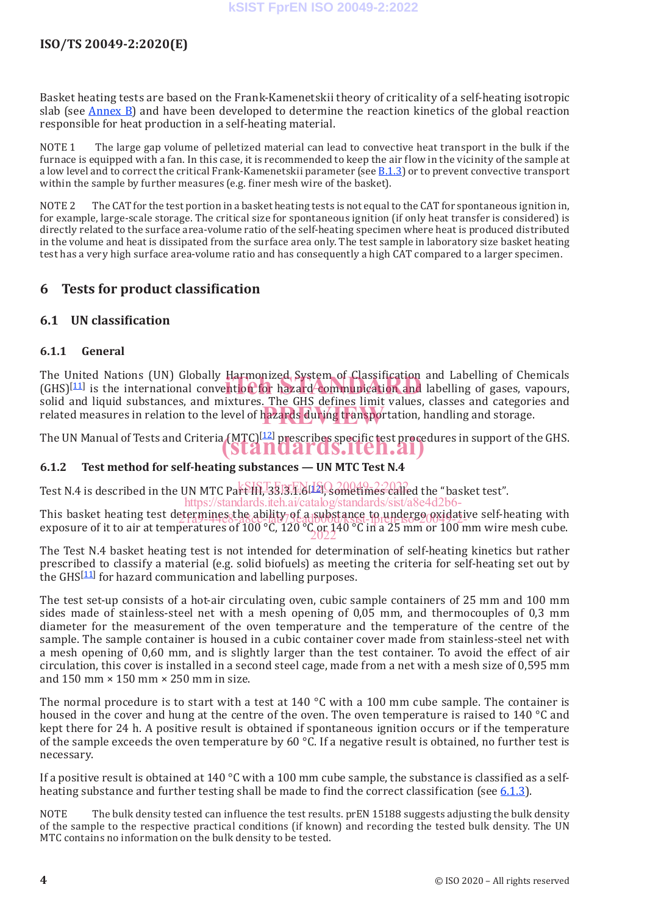Basket heating tests are based on the Frank-Kamenetskii theory of criticality of a self-heating isotropic slab (see Annex B) and have been developed to determine the reaction kinetics of the global reaction responsible for heat production in a self-heating material.

NOTE 1 The large gap volume of pelletized material can lead to convective heat transport in the bulk if the furnace is equipped with a fan. In this case, it is recommended to keep the air flow in the vicinity of the sample at a low level and to correct the critical Frank-Kamenetskii parameter (see B.1.3) or to prevent convective transport within the sample by further measures (e.g. finer mesh wire of the basket).

NOTE 2 The CAT for the test portion in a basket heating tests is not equal to the CAT for spontaneous ignition in, for example, large-scale storage. The critical size for spontaneous ignition (if only heat transfer is considered) is directly related to the surface area-volume ratio of the self-heating specimen where heat is produced distributed in the volume and heat is dissipated from the surface area only. The test sample in laboratory size basket heating test has a very high surface area-volume ratio and has consequently a high CAT compared to a larger specimen.

## 6 Tests for product classification

### 6.1 UN classification

#### 6.1.1 General

The United Nations (UN) Globally Harmonized System of Classification and Labelling of Chemicals (GHS)[11] is the international convention for hazard communication and labelling of gases, vapours, solid and liquid substances, and mixtures. The GHS defines limit values, classes and categories and related measures in relation to the level of hazards during transportation, handling and storage.

The UN Manual of Tests and Criteria (MTC)[12] prescribes specific test procedures in support of the GHS.

#### 6.1.2 Test method for self-heating substances — UN MTC Test N.4

Test N.4 is described in the UN MTC Part III, 33.3.1.6[12], sometimes called the “basket test”.

This basket heating test determines the ability of a substance to undergo oxidative self-heating with exposure of it to air at temperatures of 100 °C, 120 °C or 140 °C in a 25 mm or 100 mm wire mesh cube.

The Test N.4 basket heating test is not intended for determination of self-heating kinetics but rather prescribed to classify a material (e.g. solid biofuels) as meeting the criteria for self-heating set out by the GHS[11] for hazard communication and labelling purposes.

The test set-up consists of a hot-air circulating oven, cubic sample containers of 25 mm and 100 mm sides made of stainless-steel net with a mesh opening of 0,05 mm, and thermocouples of 0,3 mm diameter for the measurement of the oven temperature and the temperature of the centre of the sample. The sample container is housed in a cubic container cover made from stainless-steel net with a mesh opening of 0,60 mm, and is slightly larger than the test container. To avoid the effect of air circulation, this cover is installed in a second steel cage, made from a net with a mesh size of 0,595 mm and 150 mm × 150 mm × 250 mm in size.

The normal procedure is to start with a test at 140 °C with a 100 mm cube sample. The container is housed in the cover and hung at the centre of the oven. The oven temperature is raised to 140 °C and kept there for 24 h. A positive result is obtained if spontaneous ignition occurs or if the temperature of the sample exceeds the oven temperature by 60 °C. If a negative result is obtained, no further test is necessary.

If a positive result is obtained at 140 °C with a 100 mm cube sample, the substance is classified as a self-heating substance and further testing shall be made to find the correct classification (see 6.1.3).

NOTE The bulk density tested can influence the test results. prEN 15188 suggests adjusting the bulk density of the sample to the respective practical conditions (if known) and recording the tested bulk density. The UN MTC contains no information on the bulk density to be tested.